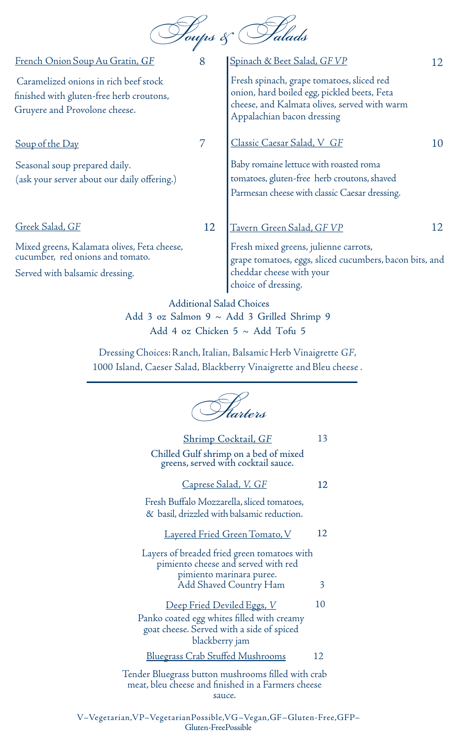# Soups & Salads

**French Onion Soup Au Gratin, *GF*** — 8

Caramelized onions in rich beef stock finished with gluten-free herb croutons, Gruyere and Provolone cheese.

**Soup of the Day** — 7

Seasonal soup prepared daily.
(ask your server about our daily offering.)

**Greek Salad, *GF*** — 12

Mixed greens, Kalamata olives, Feta cheese, cucumber, red onions and tomato.

Served with balsamic dressing.

**Spinach & Beet Salad, *GF VP*** — 12

Fresh spinach, grape tomatoes, sliced red onion, hard boiled egg, pickled beets, Feta cheese, and Kalmata olives, served with warm Appalachian bacon dressing

**Classic Caesar Salad, V *GF*** — 10

Baby romaine lettuce with roasted roma tomatoes, gluten-free herb croutons, shaved Parmesan cheese with classic Caesar dressing.

**Tavern Green Salad, *GF VP*** — 12

Fresh mixed greens, julienne carrots, grape tomatoes, eggs, sliced cucumbers, bacon bits, and cheddar cheese with your choice of dressing.

Additional Salad Choices
Add 3 oz Salmon 9 ~ Add 3 Grilled Shrimp 9
Add 4 oz Chicken 5 ~ Add Tofu 5

Dressing Choices: Ranch, Italian, Balsamic Herb Vinaigrette *GF*, 1000 Island, Caeser Salad, Blackberry Vinaigrette and Bleu cheese .

---

# Starters

**Shrimp Cocktail, *GF*** — 13

Chilled Gulf shrimp on a bed of mixed greens, served with cocktail sauce.

**Caprese Salad, *V, GF*** — 12

Fresh Buffalo Mozzarella, sliced tomatoes, & basil, drizzled with balsamic reduction.

**Layered Fried Green Tomato, V** — 12

Layers of breaded fried green tomatoes with pimiento cheese and served with red pimiento marinara puree.
Add Shaved Country Ham — 3

**Deep Fried Deviled Eggs, *V*** — 10

Panko coated egg whites filled with creamy goat cheese. Served with a side of spiced blackberry jam

**Bluegrass Crab Stuffed Mushrooms** — 12

Tender Bluegrass button mushrooms filled with crab meat, bleu cheese and finished in a Farmers cheese sauce.

V–Vegetarian, VP–Vegetarian Possible, VG–Vegan, GF–Gluten-Free, GFP–Gluten-Free Possible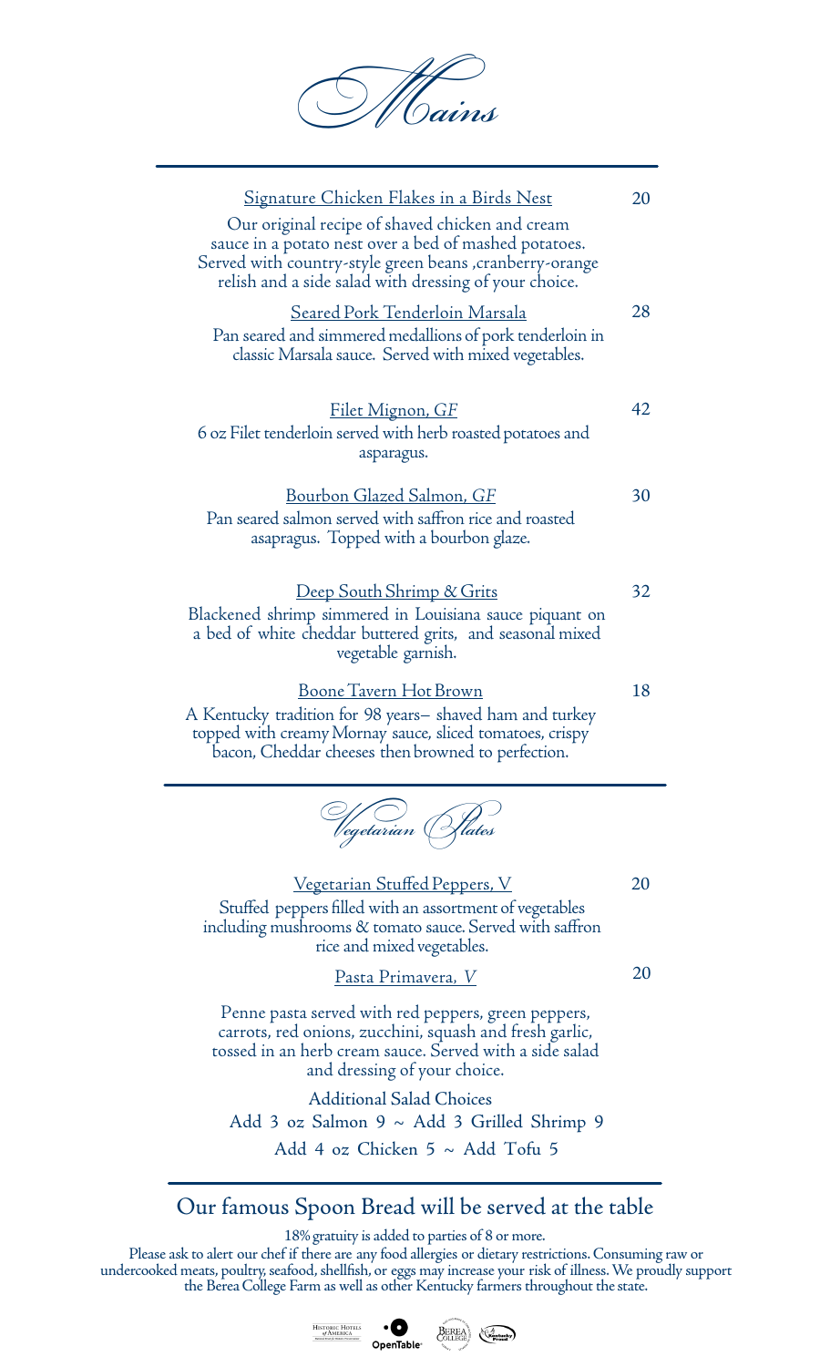# Mains

Signature Chicken Flakes in a Birds Nest — 20

Our original recipe of shaved chicken and cream sauce in a potato nest over a bed of mashed potatoes. Served with country-style green beans ,cranberry-orange relish and a side salad with dressing of your choice.

Seared Pork Tenderloin Marsala — 28

Pan seared and simmered medallions of pork tenderloin in classic Marsala sauce. Served with mixed vegetables.

Filet Mignon, *GF* — 42

6 oz Filet tenderloin served with herb roasted potatoes and asparagus.

Bourbon Glazed Salmon, *GF* — 30

Pan seared salmon served with saffron rice and roasted asapragus. Topped with a bourbon glaze.

Deep South Shrimp & Grits — 32

Blackened shrimp simmered in Louisiana sauce piquant on a bed of white cheddar buttered grits, and seasonal mixed vegetable garnish.

Boone Tavern Hot Brown — 18

A Kentucky tradition for 98 years– shaved ham and turkey topped with creamy Mornay sauce, sliced tomatoes, crispy bacon, Cheddar cheeses then browned to perfection.

## Vegetarian Plates

Vegetarian Stuffed Peppers, V — 20

Stuffed peppers filled with an assortment of vegetables including mushrooms & tomato sauce. Served with saffron rice and mixed vegetables.

Pasta Primavera, *V* — 20

Penne pasta served with red peppers, green peppers, carrots, red onions, zucchini, squash and fresh garlic, tossed in an herb cream sauce. Served with a side salad and dressing of your choice.

Additional Salad Choices

Add 3 oz Salmon 9 ~ Add 3 Grilled Shrimp 9

Add 4 oz Chicken 5 ~ Add Tofu 5

## Our famous Spoon Bread will be served at the table

18% gratuity is added to parties of 8 or more.

Please ask to alert our chef if there are any food allergies or dietary restrictions. Consuming raw or undercooked meats, poultry, seafood, shellfish, or eggs may increase your risk of illness. We proudly support the Berea College Farm as well as other Kentucky farmers throughout the state.